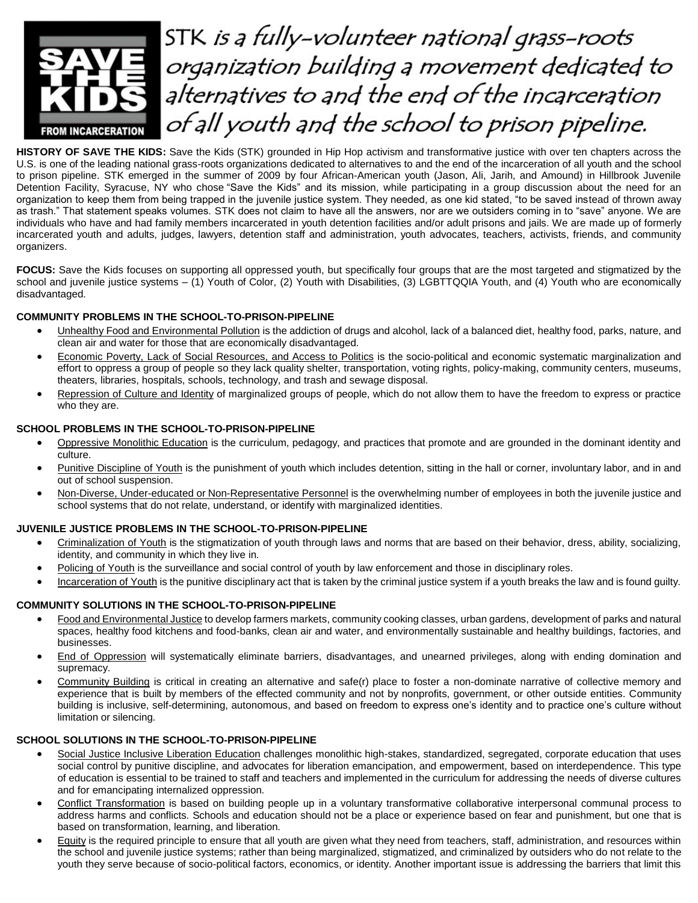SAVE THE KIDS FROM INCARCERATION

*STK is a fully-volunteer national grass-roots organization building a movement dedicated to alternatives to and the end of the incarceration of all youth and the school to prison pipeline.*

**HISTORY OF SAVE THE KIDS:** Save the Kids (STK) grounded in Hip Hop activism and transformative justice with over ten chapters across the U.S. is one of the leading national grass-roots organizations dedicated to alternatives to and the end of the incarceration of all youth and the school to prison pipeline. STK emerged in the summer of 2009 by four African-American youth (Jason, Ali, Jarih, and Amound) in Hillbrook Juvenile Detention Facility, Syracuse, NY who chose "Save the Kids" and its mission, while participating in a group discussion about the need for an organization to keep them from being trapped in the juvenile justice system. They needed, as one kid stated, "to be saved instead of thrown away as trash." That statement speaks volumes. STK does not claim to have all the answers, nor are we outsiders coming in to "save" anyone. We are individuals who have and had family members incarcerated in youth detention facilities and/or adult prisons and jails. We are made up of formerly incarcerated youth and adults, judges, lawyers, detention staff and administration, youth advocates, teachers, activists, friends, and community organizers.

**FOCUS:** Save the Kids focuses on supporting all oppressed youth, but specifically four groups that are the most targeted and stigmatized by the school and juvenile justice systems – (1) Youth of Color, (2) Youth with Disabilities, (3) LGBTTQQIA Youth, and (4) Youth who are economically disadvantaged.

**COMMUNITY PROBLEMS IN THE SCHOOL-TO-PRISON-PIPELINE**

- Unhealthy Food and Environmental Pollution is the addiction of drugs and alcohol, lack of a balanced diet, healthy food, parks, nature, and clean air and water for those that are economically disadvantaged.
- Economic Poverty, Lack of Social Resources, and Access to Politics is the socio-political and economic systematic marginalization and effort to oppress a group of people so they lack quality shelter, transportation, voting rights, policy-making, community centers, museums, theaters, libraries, hospitals, schools, technology, and trash and sewage disposal.
- Repression of Culture and Identity of marginalized groups of people, which do not allow them to have the freedom to express or practice who they are.

**SCHOOL PROBLEMS IN THE SCHOOL-TO-PRISON-PIPELINE**

- Oppressive Monolithic Education is the curriculum, pedagogy, and practices that promote and are grounded in the dominant identity and culture.
- Punitive Discipline of Youth is the punishment of youth which includes detention, sitting in the hall or corner, involuntary labor, and in and out of school suspension.
- Non-Diverse, Under-educated or Non-Representative Personnel is the overwhelming number of employees in both the juvenile justice and school systems that do not relate, understand, or identify with marginalized identities.

**JUVENILE JUSTICE PROBLEMS IN THE SCHOOL-TO-PRISON-PIPELINE**

- Criminalization of Youth is the stigmatization of youth through laws and norms that are based on their behavior, dress, ability, socializing, identity, and community in which they live in.
- Policing of Youth is the surveillance and social control of youth by law enforcement and those in disciplinary roles.
- Incarceration of Youth is the punitive disciplinary act that is taken by the criminal justice system if a youth breaks the law and is found guilty.

**COMMUNITY SOLUTIONS IN THE SCHOOL-TO-PRISON-PIPELINE**

- Food and Environmental Justice to develop farmers markets, community cooking classes, urban gardens, development of parks and natural spaces, healthy food kitchens and food-banks, clean air and water, and environmentally sustainable and healthy buildings, factories, and businesses.
- End of Oppression will systematically eliminate barriers, disadvantages, and unearned privileges, along with ending domination and supremacy.
- Community Building is critical in creating an alternative and safe(r) place to foster a non-dominate narrative of collective memory and experience that is built by members of the effected community and not by nonprofits, government, or other outside entities. Community building is inclusive, self-determining, autonomous, and based on freedom to express one's identity and to practice one's culture without limitation or silencing.

**SCHOOL SOLUTIONS IN THE SCHOOL-TO-PRISON-PIPELINE**

- Social Justice Inclusive Liberation Education challenges monolithic high-stakes, standardized, segregated, corporate education that uses social control by punitive discipline, and advocates for liberation emancipation, and empowerment, based on interdependence. This type of education is essential to be trained to staff and teachers and implemented in the curriculum for addressing the needs of diverse cultures and for emancipating internalized oppression.
- Conflict Transformation is based on building people up in a voluntary transformative collaborative interpersonal communal process to address harms and conflicts. Schools and education should not be a place or experience based on fear and punishment, but one that is based on transformation, learning, and liberation.
- Equity is the required principle to ensure that all youth are given what they need from teachers, staff, administration, and resources within the school and juvenile justice systems; rather than being marginalized, stigmatized, and criminalized by outsiders who do not relate to the youth they serve because of socio-political factors, economics, or identity. Another important issue is addressing the barriers that limit this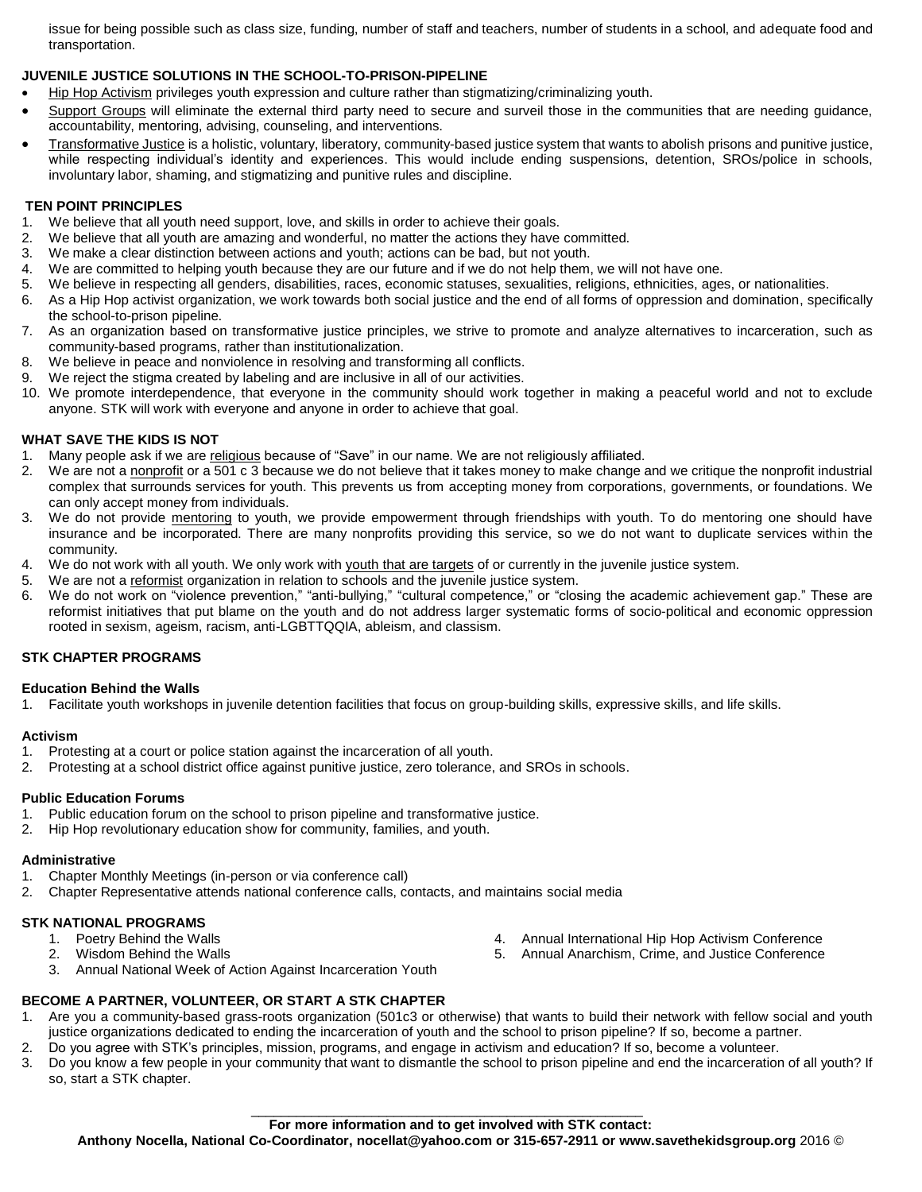issue for being possible such as class size, funding, number of staff and teachers, number of students in a school, and adequate food and transportation.

### JUVENILE JUSTICE SOLUTIONS IN THE SCHOOL-TO-PRISON-PIPELINE

- Hip Hop Activism privileges youth expression and culture rather than stigmatizing/criminalizing youth.
- Support Groups will eliminate the external third party need to secure and surveil those in the communities that are needing guidance, accountability, mentoring, advising, counseling, and interventions.
- Transformative Justice is a holistic, voluntary, liberatory, community-based justice system that wants to abolish prisons and punitive justice, while respecting individual's identity and experiences. This would include ending suspensions, detention, SROs/police in schools, involuntary labor, shaming, and stigmatizing and punitive rules and discipline.

### TEN POINT PRINCIPLES

1. We believe that all youth need support, love, and skills in order to achieve their goals.
2. We believe that all youth are amazing and wonderful, no matter the actions they have committed.
3. We make a clear distinction between actions and youth; actions can be bad, but not youth.
4. We are committed to helping youth because they are our future and if we do not help them, we will not have one.
5. We believe in respecting all genders, disabilities, races, economic statuses, sexualities, religions, ethnicities, ages, or nationalities.
6. As a Hip Hop activist organization, we work towards both social justice and the end of all forms of oppression and domination, specifically the school-to-prison pipeline.
7. As an organization based on transformative justice principles, we strive to promote and analyze alternatives to incarceration, such as community-based programs, rather than institutionalization.
8. We believe in peace and nonviolence in resolving and transforming all conflicts.
9. We reject the stigma created by labeling and are inclusive in all of our activities.
10. We promote interdependence, that everyone in the community should work together in making a peaceful world and not to exclude anyone. STK will work with everyone and anyone in order to achieve that goal.

### WHAT SAVE THE KIDS IS NOT

1. Many people ask if we are religious because of "Save" in our name. We are not religiously affiliated.
2. We are not a nonprofit or a 501 c 3 because we do not believe that it takes money to make change and we critique the nonprofit industrial complex that surrounds services for youth. This prevents us from accepting money from corporations, governments, or foundations. We can only accept money from individuals.
3. We do not provide mentoring to youth, we provide empowerment through friendships with youth. To do mentoring one should have insurance and be incorporated. There are many nonprofits providing this service, so we do not want to duplicate services within the community.
4. We do not work with all youth. We only work with youth that are targets of or currently in the juvenile justice system.
5. We are not a reformist organization in relation to schools and the juvenile justice system.
6. We do not work on "violence prevention," "anti-bullying," "cultural competence," or "closing the academic achievement gap." These are reformist initiatives that put blame on the youth and do not address larger systematic forms of socio-political and economic oppression rooted in sexism, ageism, racism, anti-LGBTTQQIA, ableism, and classism.

### STK CHAPTER PROGRAMS

**Education Behind the Walls**

1. Facilitate youth workshops in juvenile detention facilities that focus on group-building skills, expressive skills, and life skills.

**Activism**

1. Protesting at a court or police station against the incarceration of all youth.
2. Protesting at a school district office against punitive justice, zero tolerance, and SROs in schools.

**Public Education Forums**

1. Public education forum on the school to prison pipeline and transformative justice.
2. Hip Hop revolutionary education show for community, families, and youth.

**Administrative**

1. Chapter Monthly Meetings (in-person or via conference call)
2. Chapter Representative attends national conference calls, contacts, and maintains social media

### STK NATIONAL PROGRAMS

1. Poetry Behind the Walls
2. Wisdom Behind the Walls
3. Annual National Week of Action Against Incarceration Youth
4. Annual International Hip Hop Activism Conference
5. Annual Anarchism, Crime, and Justice Conference

### BECOME A PARTNER, VOLUNTEER, OR START A STK CHAPTER

1. Are you a community-based grass-roots organization (501c3 or otherwise) that wants to build their network with fellow social and youth justice organizations dedicated to ending the incarceration of youth and the school to prison pipeline? If so, become a partner.
2. Do you agree with STK's principles, mission, programs, and engage in activism and education? If so, become a volunteer.
3. Do you know a few people in your community that want to dismantle the school to prison pipeline and end the incarceration of all youth? If so, start a STK chapter.

---

**For more information and to get involved with STK contact:**

**Anthony Nocella, National Co-Coordinator, nocellat@yahoo.com or 315-657-2911 or www.savethekidsgroup.org** 2016 ©